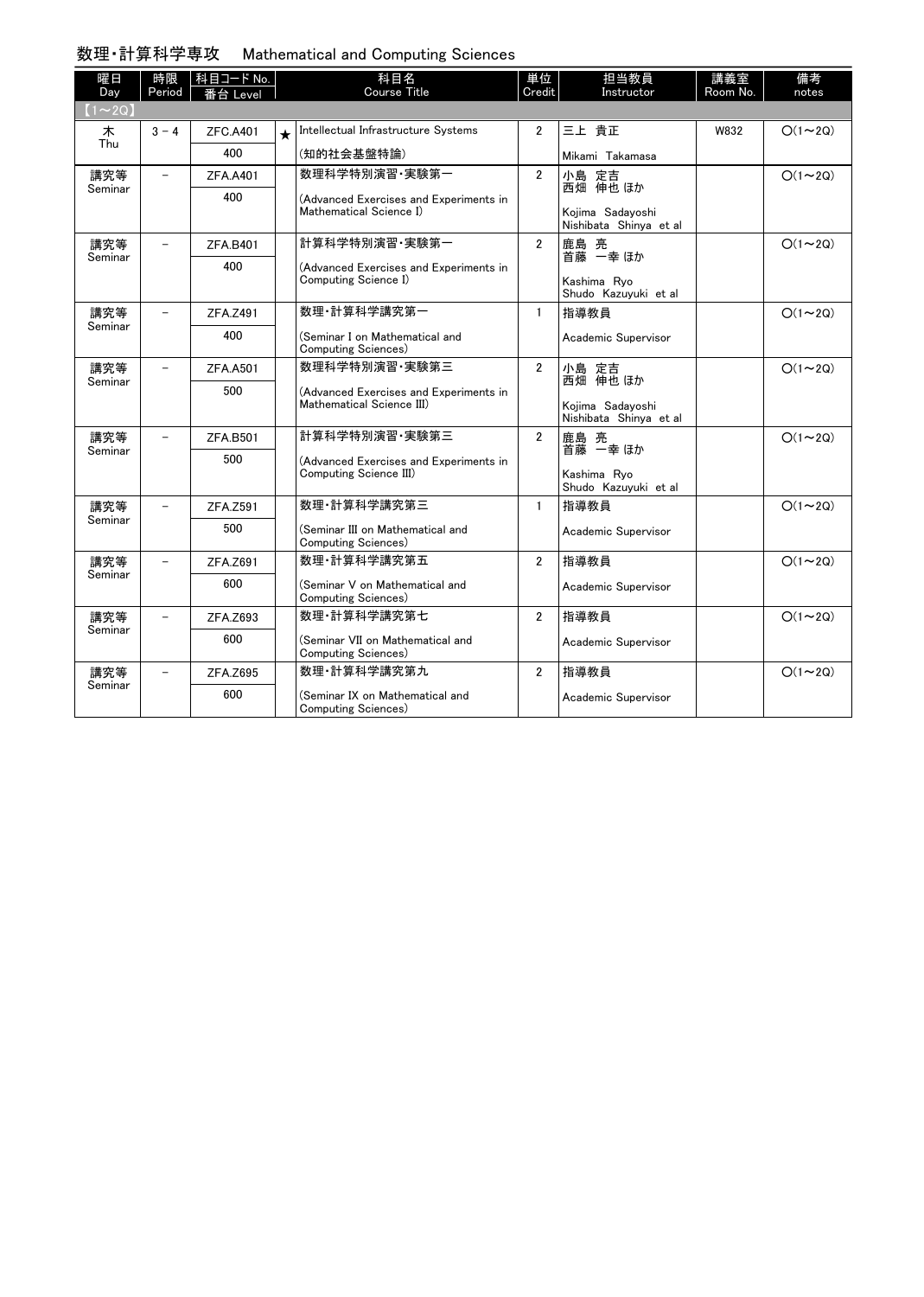## 数理・計算科学専攻　Mathematical and Computing Sciences

| 曜日 Day | 時限 Period | 科目コード No. 番台 Level | | 科目名 Course Title | 単位 Credit | 担当教員 Instructor | 講義室 Room No. | 備考 notes |
|---|---|---|---|---|---|---|---|---|
| 【1～2Q】 | | | | | | | | |
| 木 Thu | 3－4 | ZFC.A401 400 | ★ | Intellectual Infrastructure Systems (知的社会基盤特論) | 2 | 三上 貴正 Mikami Takamasa | W832 | ○(1～2Q) |
| 講究等 Seminar | － | ZFA.A401 400 | | 数理科学特別演習・実験第一 (Advanced Exercises and Experiments in Mathematical Science I) | 2 | 小島 定吉 西畑 伸也 ほか Kojima Sadayoshi Nishibata Shinya et al | | ○(1～2Q) |
| 講究等 Seminar | － | ZFA.B401 400 | | 計算科学特別演習・実験第一 (Advanced Exercises and Experiments in Computing Science I) | 2 | 鹿島 亮 首藤 一幸 ほか Kashima Ryo Shudo Kazuyuki et al | | ○(1～2Q) |
| 講究等 Seminar | － | ZFA.Z491 400 | | 数理・計算科学講究第一 (Seminar I on Mathematical and Computing Sciences) | 1 | 指導教員 Academic Supervisor | | ○(1～2Q) |
| 講究等 Seminar | － | ZFA.A501 500 | | 数理科学特別演習・実験第三 (Advanced Exercises and Experiments in Mathematical Science III) | 2 | 小島 定吉 西畑 伸也 ほか Kojima Sadayoshi Nishibata Shinya et al | | ○(1～2Q) |
| 講究等 Seminar | － | ZFA.B501 500 | | 計算科学特別演習・実験第三 (Advanced Exercises and Experiments in Computing Science III) | 2 | 鹿島 亮 首藤 一幸 ほか Kashima Ryo Shudo Kazuyuki et al | | ○(1～2Q) |
| 講究等 Seminar | － | ZFA.Z591 500 | | 数理・計算科学講究第三 (Seminar III on Mathematical and Computing Sciences) | 1 | 指導教員 Academic Supervisor | | ○(1～2Q) |
| 講究等 Seminar | － | ZFA.Z691 600 | | 数理・計算科学講究第五 (Seminar V on Mathematical and Computing Sciences) | 2 | 指導教員 Academic Supervisor | | ○(1～2Q) |
| 講究等 Seminar | － | ZFA.Z693 600 | | 数理・計算科学講究第七 (Seminar VII on Mathematical and Computing Sciences) | 2 | 指導教員 Academic Supervisor | | ○(1～2Q) |
| 講究等 Seminar | － | ZFA.Z695 600 | | 数理・計算科学講究第九 (Seminar IX on Mathematical and Computing Sciences) | 2 | 指導教員 Academic Supervisor | | ○(1～2Q) |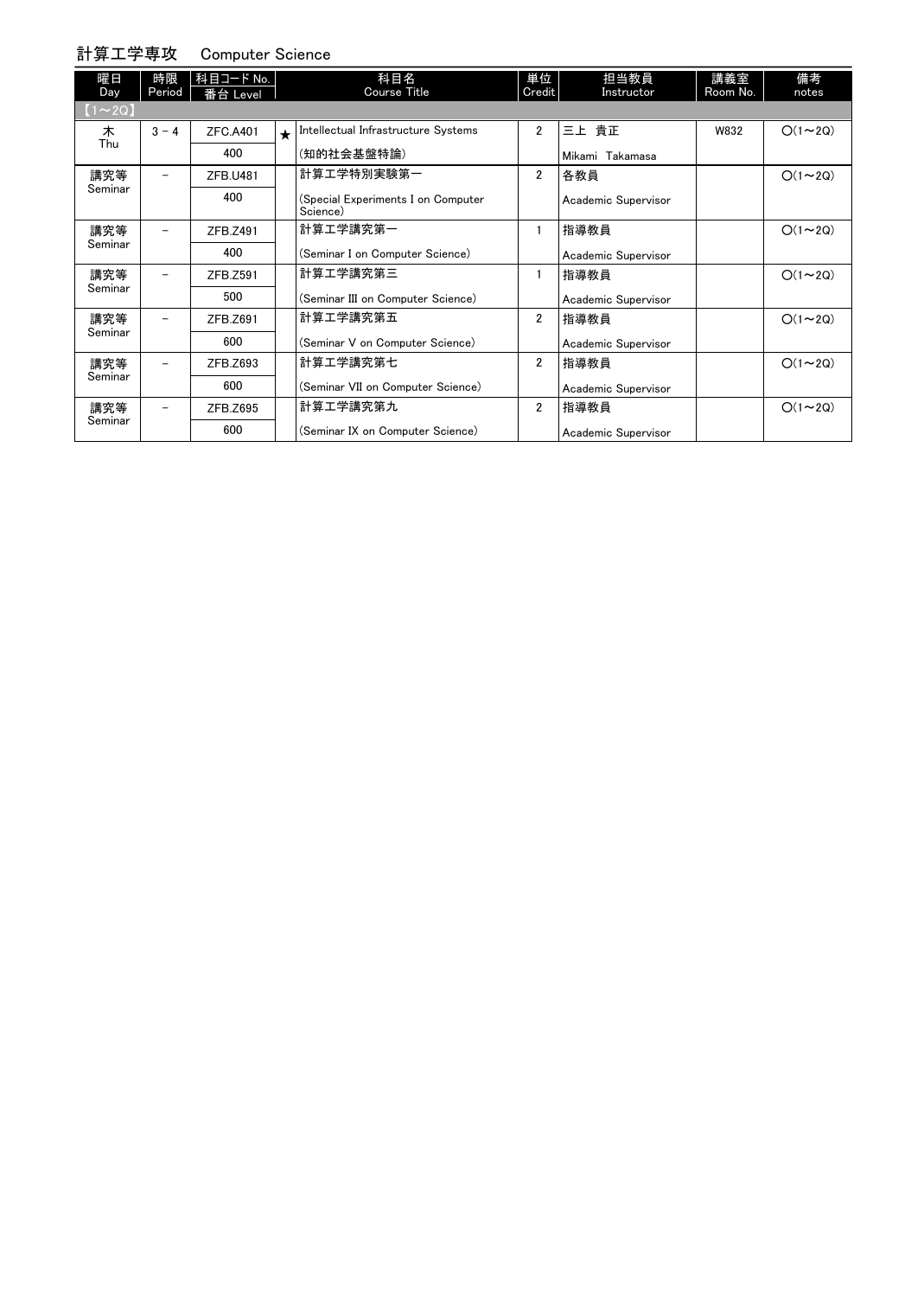## 計算工学専攻　Computer Science

| 曜日 Day | 時限 Period | 科目コード No. 番台 Level | | 科目名 Course Title | 単位 Credit | 担当教員 Instructor | 講義室 Room No. | 備考 notes |
|---|---|---|---|---|---|---|---|---|
| 【1～2Q】 | | | | | | | | |
| 木 Thu | 3 - 4 | ZFC.A401 400 | ★ | Intellectual Infrastructure Systems (知的社会基盤特論) | 2 | 三上 貴正 Mikami Takamasa | W832 | ○(1～2Q) |
| 講究等 Seminar | － | ZFB.U481 400 | | 計算工学特別実験第一 (Special Experiments I on Computer Science) | 2 | 各教員 Academic Supervisor | | ○(1～2Q) |
| 講究等 Seminar | － | ZFB.Z491 400 | | 計算工学講究第一 (Seminar I on Computer Science) | 1 | 指導教員 Academic Supervisor | | ○(1～2Q) |
| 講究等 Seminar | － | ZFB.Z591 500 | | 計算工学講究第三 (Seminar III on Computer Science) | 1 | 指導教員 Academic Supervisor | | ○(1～2Q) |
| 講究等 Seminar | － | ZFB.Z691 600 | | 計算工学講究第五 (Seminar V on Computer Science) | 2 | 指導教員 Academic Supervisor | | ○(1～2Q) |
| 講究等 Seminar | － | ZFB.Z693 600 | | 計算工学講究第七 (Seminar VII on Computer Science) | 2 | 指導教員 Academic Supervisor | | ○(1～2Q) |
| 講究等 Seminar | － | ZFB.Z695 600 | | 計算工学講究第九 (Seminar IX on Computer Science) | 2 | 指導教員 Academic Supervisor | | ○(1～2Q) |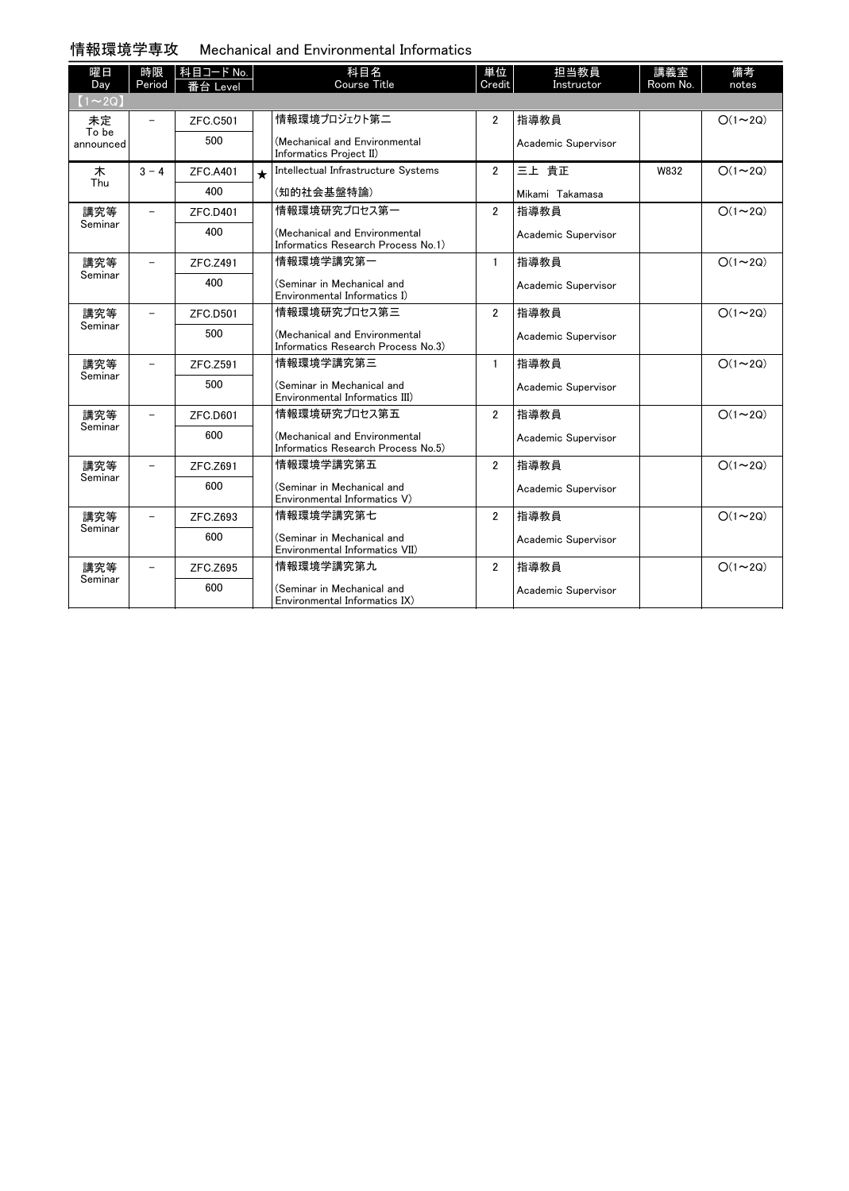## 情報環境学専攻　Mechanical and Environmental Informatics

| 曜日 Day | 時限 Period | 科目コード No. 番台 Level | | 科目名 Course Title | 単位 Credit | 担当教員 Instructor | 講義室 Room No. | 備考 notes |
|---|---|---|---|---|---|---|---|---|
| 【1～2Q】 | | | | | | | | |
| 未定 To be announced | － | ZFC.C501 500 | | 情報環境プロジェクト第二 (Mechanical and Environmental Informatics Project II) | 2 | 指導教員 Academic Supervisor | | ○(1～2Q) |
| 木 Thu | 3 - 4 | ZFC.A401 400 | ★ | Intellectual Infrastructure Systems (知的社会基盤特論) | 2 | 三上 貴正 Mikami Takamasa | W832 | ○(1～2Q) |
| 講究等 Seminar | － | ZFC.D401 400 | | 情報環境研究プロセス第一 (Mechanical and Environmental Informatics Research Process No.1) | 2 | 指導教員 Academic Supervisor | | ○(1～2Q) |
| 講究等 Seminar | － | ZFC.Z491 400 | | 情報環境学講究第一 (Seminar in Mechanical and Environmental Informatics I) | 1 | 指導教員 Academic Supervisor | | ○(1～2Q) |
| 講究等 Seminar | － | ZFC.D501 500 | | 情報環境研究プロセス第三 (Mechanical and Environmental Informatics Research Process No.3) | 2 | 指導教員 Academic Supervisor | | ○(1～2Q) |
| 講究等 Seminar | － | ZFC.Z591 500 | | 情報環境学講究第三 (Seminar in Mechanical and Environmental Informatics III) | 1 | 指導教員 Academic Supervisor | | ○(1～2Q) |
| 講究等 Seminar | － | ZFC.D601 600 | | 情報環境研究プロセス第五 (Mechanical and Environmental Informatics Research Process No.5) | 2 | 指導教員 Academic Supervisor | | ○(1～2Q) |
| 講究等 Seminar | － | ZFC.Z691 600 | | 情報環境学講究第五 (Seminar in Mechanical and Environmental Informatics V) | 2 | 指導教員 Academic Supervisor | | ○(1～2Q) |
| 講究等 Seminar | － | ZFC.Z693 600 | | 情報環境学講究第七 (Seminar in Mechanical and Environmental Informatics VII) | 2 | 指導教員 Academic Supervisor | | ○(1～2Q) |
| 講究等 Seminar | － | ZFC.Z695 600 | | 情報環境学講究第九 (Seminar in Mechanical and Environmental Informatics IX) | 2 | 指導教員 Academic Supervisor | | ○(1～2Q) |